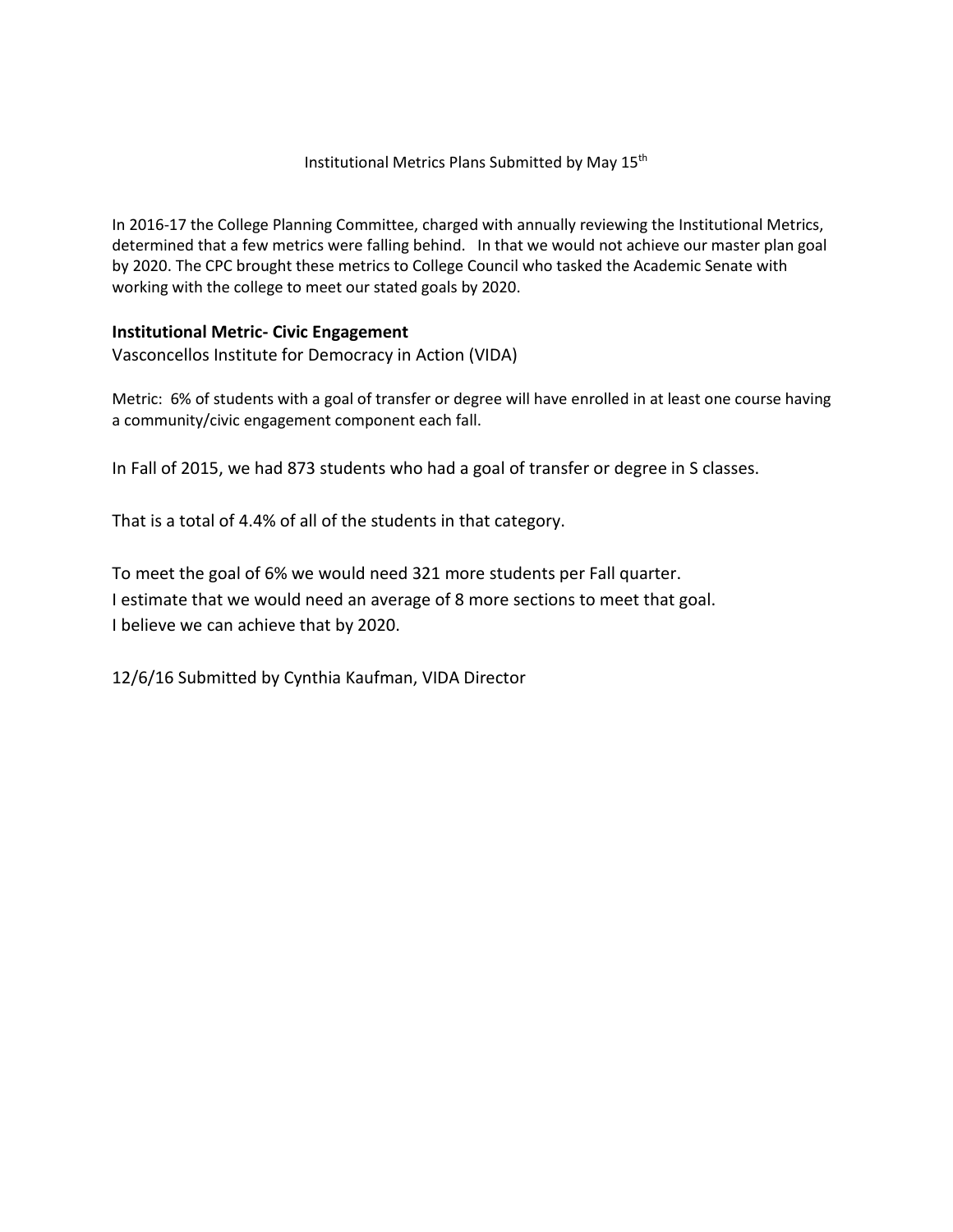Institutional Metrics Plans Submitted by May 15th

In 2016-17 the College Planning Committee, charged with annually reviewing the Institutional Metrics, determined that a few metrics were falling behind. In that we would not achieve our master plan goal by 2020. The CPC brought these metrics to College Council who tasked the Academic Senate with working with the college to meet our stated goals by 2020.

**Institutional Metric- Civic Engagement**

Vasconcellos Institute for Democracy in Action (VIDA)

Metric: 6% of students with a goal of transfer or degree will have enrolled in at least one course having a community/civic engagement component each fall.

In Fall of 2015, we had 873 students who had a goal of transfer or degree in S classes.

That is a total of 4.4% of all of the students in that category.

To meet the goal of 6% we would need 321 more students per Fall quarter.
I estimate that we would need an average of 8 more sections to meet that goal.
I believe we can achieve that by 2020.

12/6/16 Submitted by Cynthia Kaufman, VIDA Director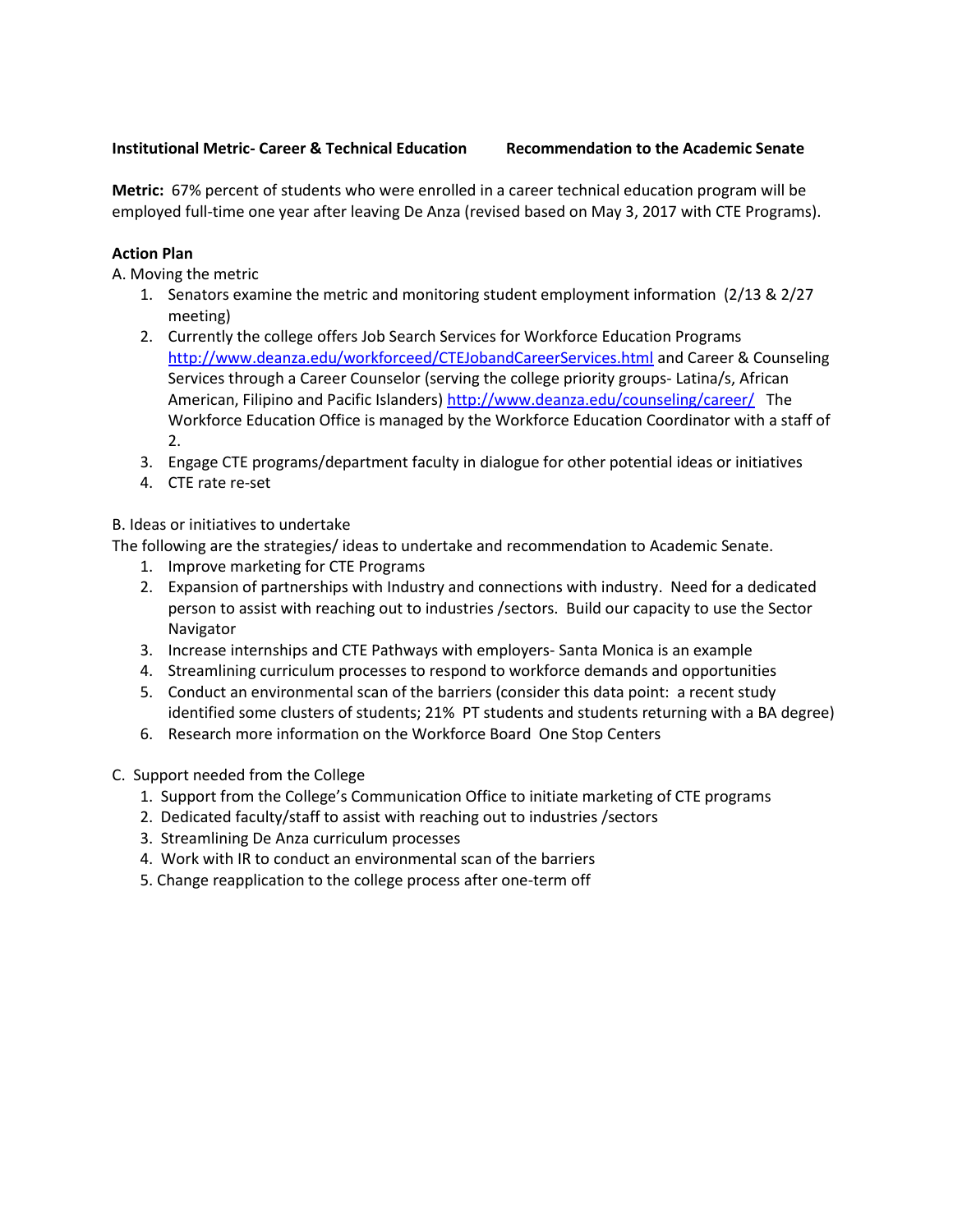**Institutional Metric- Career & Technical Education** **Recommendation to the Academic Senate**

**Metric:** 67% percent of students who were enrolled in a career technical education program will be employed full-time one year after leaving De Anza (revised based on May 3, 2017 with CTE Programs).

**Action Plan**

A. Moving the metric

1. Senators examine the metric and monitoring student employment information (2/13 & 2/27 meeting)
2. Currently the college offers Job Search Services for Workforce Education Programs http://www.deanza.edu/workforceed/CTEJobandCareerServices.html and Career & Counseling Services through a Career Counselor (serving the college priority groups- Latina/s, African American, Filipino and Pacific Islanders) http://www.deanza.edu/counseling/career/ The Workforce Education Office is managed by the Workforce Education Coordinator with a staff of 2.
3. Engage CTE programs/department faculty in dialogue for other potential ideas or initiatives
4. CTE rate re-set

B. Ideas or initiatives to undertake

The following are the strategies/ ideas to undertake and recommendation to Academic Senate.

1. Improve marketing for CTE Programs
2. Expansion of partnerships with Industry and connections with industry. Need for a dedicated person to assist with reaching out to industries /sectors. Build our capacity to use the Sector Navigator
3. Increase internships and CTE Pathways with employers- Santa Monica is an example
4. Streamlining curriculum processes to respond to workforce demands and opportunities
5. Conduct an environmental scan of the barriers (consider this data point: a recent study identified some clusters of students; 21% PT students and students returning with a BA degree)
6. Research more information on the Workforce Board One Stop Centers

C. Support needed from the College

1. Support from the College's Communication Office to initiate marketing of CTE programs
2. Dedicated faculty/staff to assist with reaching out to industries /sectors
3. Streamlining De Anza curriculum processes
4. Work with IR to conduct an environmental scan of the barriers
5. Change reapplication to the college process after one-term off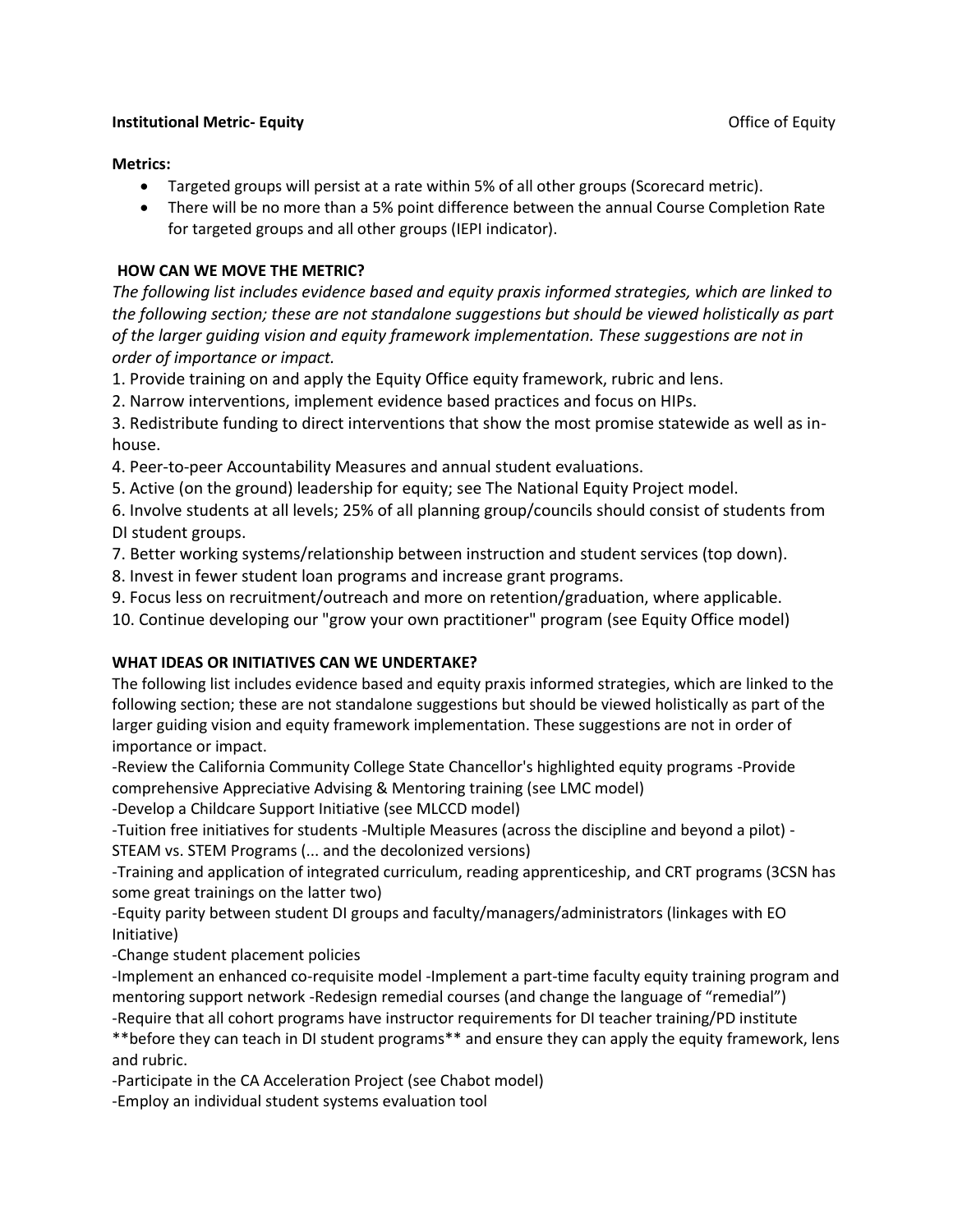**Institutional Metric- Equity** Office of Equity

**Metrics:**

- Targeted groups will persist at a rate within 5% of all other groups (Scorecard metric).
- There will be no more than a 5% point difference between the annual Course Completion Rate for targeted groups and all other groups (IEPI indicator).

**HOW CAN WE MOVE THE METRIC?**

*The following list includes evidence based and equity praxis informed strategies, which are linked to the following section; these are not standalone suggestions but should be viewed holistically as part of the larger guiding vision and equity framework implementation. These suggestions are not in order of importance or impact.*

1. Provide training on and apply the Equity Office equity framework, rubric and lens.
2. Narrow interventions, implement evidence based practices and focus on HIPs.
3. Redistribute funding to direct interventions that show the most promise statewide as well as in-house.
4. Peer-to-peer Accountability Measures and annual student evaluations.
5. Active (on the ground) leadership for equity; see The National Equity Project model.
6. Involve students at all levels; 25% of all planning group/councils should consist of students from DI student groups.
7. Better working systems/relationship between instruction and student services (top down).
8. Invest in fewer student loan programs and increase grant programs.
9. Focus less on recruitment/outreach and more on retention/graduation, where applicable.
10. Continue developing our "grow your own practitioner" program (see Equity Office model)

**WHAT IDEAS OR INITIATIVES CAN WE UNDERTAKE?**

The following list includes evidence based and equity praxis informed strategies, which are linked to the following section; these are not standalone suggestions but should be viewed holistically as part of the larger guiding vision and equity framework implementation. These suggestions are not in order of importance or impact.

-Review the California Community College State Chancellor's highlighted equity programs -Provide comprehensive Appreciative Advising & Mentoring training (see LMC model)

-Develop a Childcare Support Initiative (see MLCCD model)

-Tuition free initiatives for students -Multiple Measures (across the discipline and beyond a pilot) -STEAM vs. STEM Programs (... and the decolonized versions)

-Training and application of integrated curriculum, reading apprenticeship, and CRT programs (3CSN has some great trainings on the latter two)

-Equity parity between student DI groups and faculty/managers/administrators (linkages with EO Initiative)

-Change student placement policies

-Implement an enhanced co-requisite model -Implement a part-time faculty equity training program and mentoring support network -Redesign remedial courses (and change the language of "remedial")

-Require that all cohort programs have instructor requirements for DI teacher training/PD institute **before they can teach in DI student programs** and ensure they can apply the equity framework, lens and rubric.

-Participate in the CA Acceleration Project (see Chabot model)

-Employ an individual student systems evaluation tool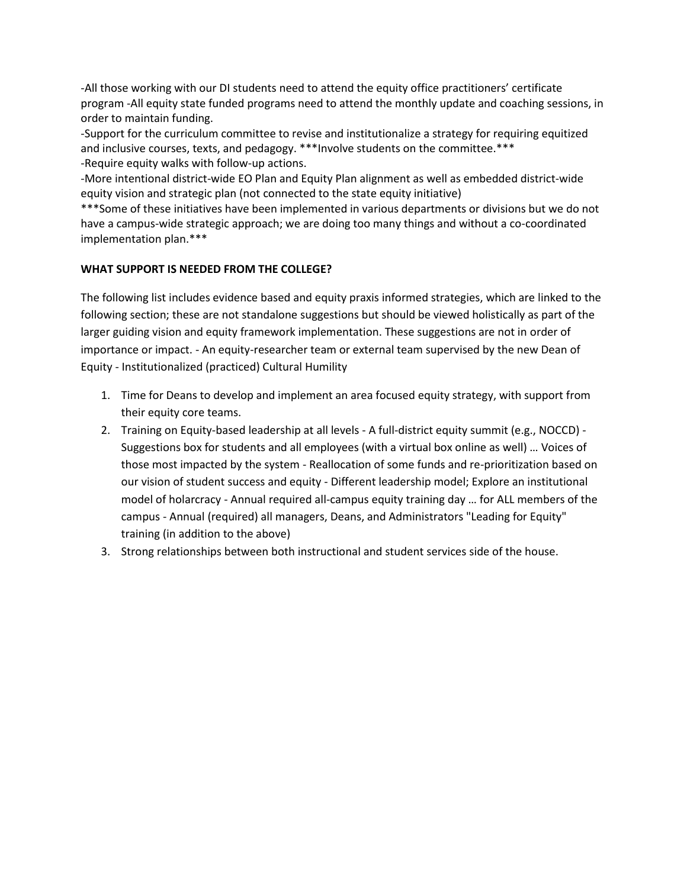-All those working with our DI students need to attend the equity office practitioners' certificate program -All equity state funded programs need to attend the monthly update and coaching sessions, in order to maintain funding.

-Support for the curriculum committee to revise and institutionalize a strategy for requiring equitized and inclusive courses, texts, and pedagogy. ***Involve students on the committee.***

-Require equity walks with follow-up actions.

-More intentional district-wide EO Plan and Equity Plan alignment as well as embedded district-wide equity vision and strategic plan (not connected to the state equity initiative)

***Some of these initiatives have been implemented in various departments or divisions but we do not have a campus-wide strategic approach; we are doing too many things and without a co-coordinated implementation plan.***

**WHAT SUPPORT IS NEEDED FROM THE COLLEGE?**

The following list includes evidence based and equity praxis informed strategies, which are linked to the following section; these are not standalone suggestions but should be viewed holistically as part of the larger guiding vision and equity framework implementation. These suggestions are not in order of importance or impact. - An equity-researcher team or external team supervised by the new Dean of Equity - Institutionalized (practiced) Cultural Humility

1. Time for Deans to develop and implement an area focused equity strategy, with support from their equity core teams.
2. Training on Equity-based leadership at all levels - A full-district equity summit (e.g., NOCCD) - Suggestions box for students and all employees (with a virtual box online as well) … Voices of those most impacted by the system - Reallocation of some funds and re-prioritization based on our vision of student success and equity - Different leadership model; Explore an institutional model of holarcracy - Annual required all-campus equity training day … for ALL members of the campus - Annual (required) all managers, Deans, and Administrators "Leading for Equity" training (in addition to the above)
3. Strong relationships between both instructional and student services side of the house.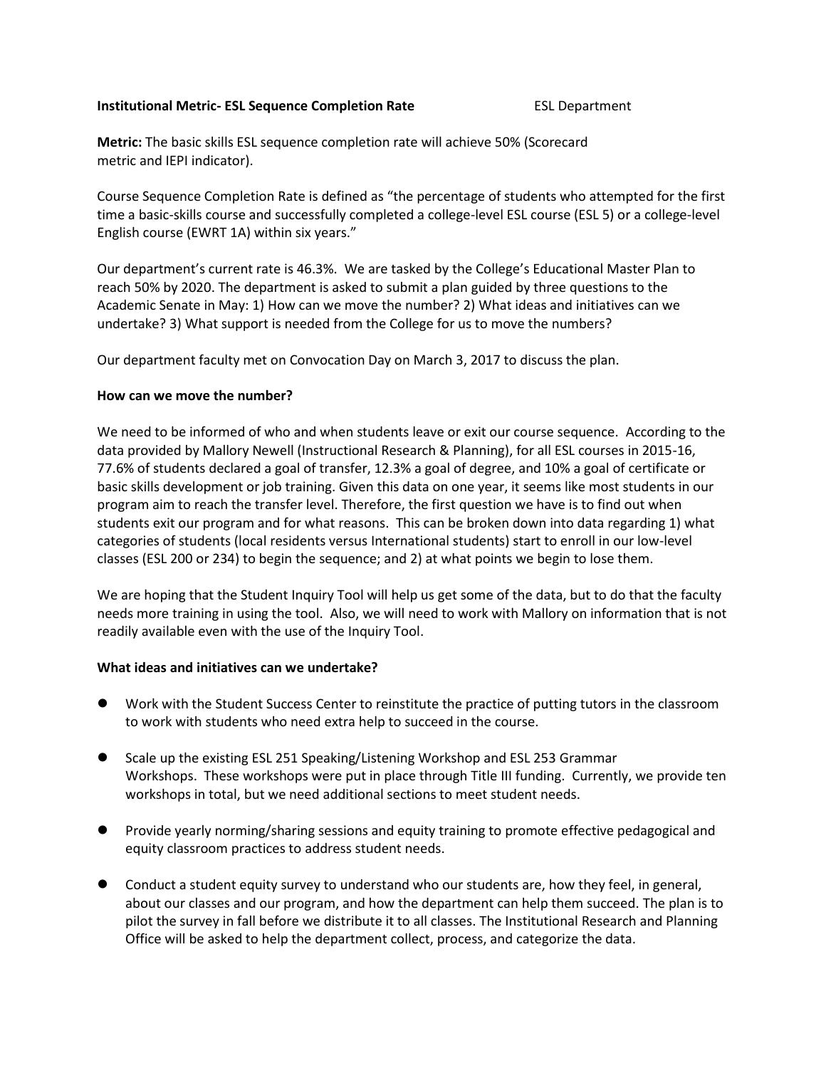**Institutional Metric- ESL Sequence Completion Rate** ESL Department

**Metric:** The basic skills ESL sequence completion rate will achieve 50% (Scorecard metric and IEPI indicator).

Course Sequence Completion Rate is defined as "the percentage of students who attempted for the first time a basic-skills course and successfully completed a college-level ESL course (ESL 5) or a college-level English course (EWRT 1A) within six years."

Our department's current rate is 46.3%. We are tasked by the College's Educational Master Plan to reach 50% by 2020. The department is asked to submit a plan guided by three questions to the Academic Senate in May: 1) How can we move the number? 2) What ideas and initiatives can we undertake? 3) What support is needed from the College for us to move the numbers?

Our department faculty met on Convocation Day on March 3, 2017 to discuss the plan.

**How can we move the number?**

We need to be informed of who and when students leave or exit our course sequence. According to the data provided by Mallory Newell (Instructional Research & Planning), for all ESL courses in 2015-16, 77.6% of students declared a goal of transfer, 12.3% a goal of degree, and 10% a goal of certificate or basic skills development or job training. Given this data on one year, it seems like most students in our program aim to reach the transfer level. Therefore, the first question we have is to find out when students exit our program and for what reasons. This can be broken down into data regarding 1) what categories of students (local residents versus International students) start to enroll in our low-level classes (ESL 200 or 234) to begin the sequence; and 2) at what points we begin to lose them.

We are hoping that the Student Inquiry Tool will help us get some of the data, but to do that the faculty needs more training in using the tool. Also, we will need to work with Mallory on information that is not readily available even with the use of the Inquiry Tool.

**What ideas and initiatives can we undertake?**

- Work with the Student Success Center to reinstitute the practice of putting tutors in the classroom to work with students who need extra help to succeed in the course.
- Scale up the existing ESL 251 Speaking/Listening Workshop and ESL 253 Grammar Workshops. These workshops were put in place through Title III funding. Currently, we provide ten workshops in total, but we need additional sections to meet student needs.
- Provide yearly norming/sharing sessions and equity training to promote effective pedagogical and equity classroom practices to address student needs.
- Conduct a student equity survey to understand who our students are, how they feel, in general, about our classes and our program, and how the department can help them succeed. The plan is to pilot the survey in fall before we distribute it to all classes. The Institutional Research and Planning Office will be asked to help the department collect, process, and categorize the data.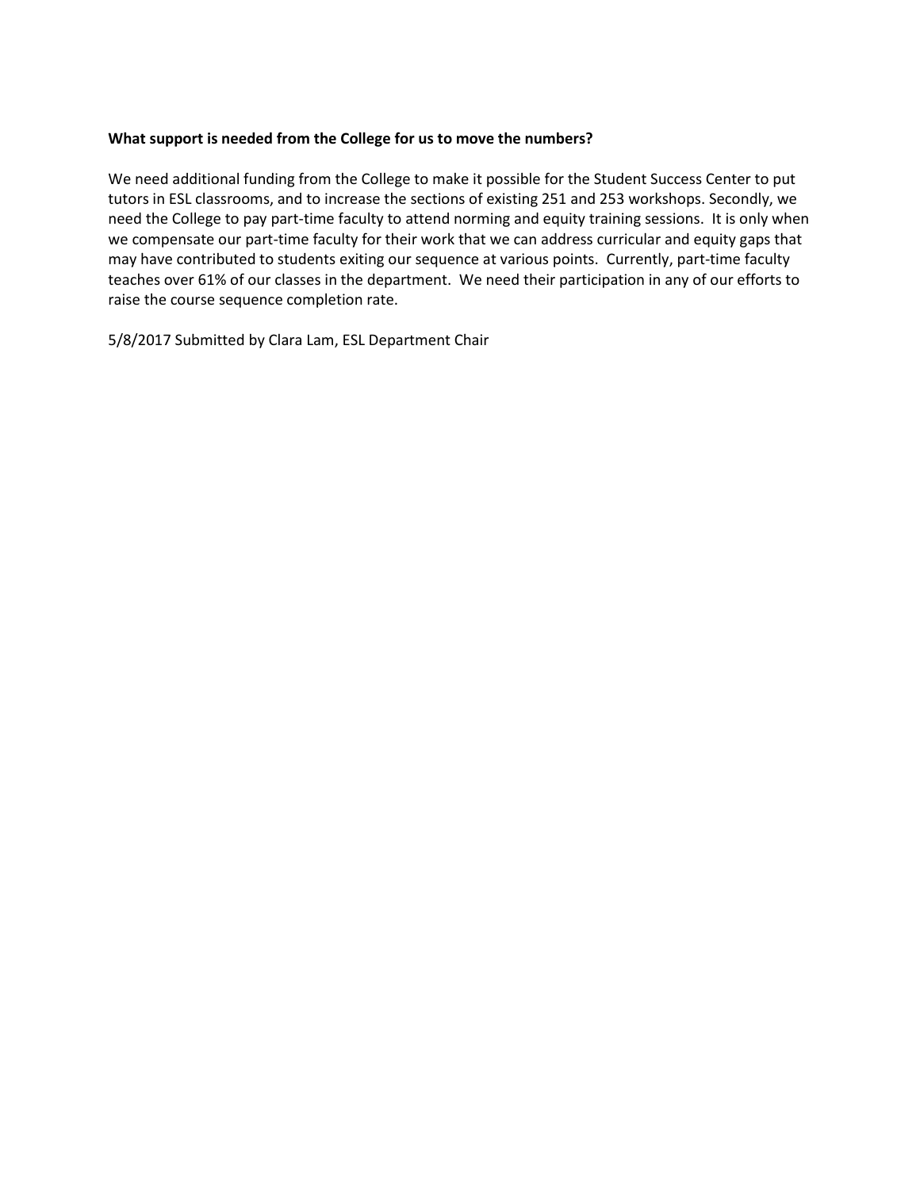**What support is needed from the College for us to move the numbers?**

We need additional funding from the College to make it possible for the Student Success Center to put tutors in ESL classrooms, and to increase the sections of existing 251 and 253 workshops. Secondly, we need the College to pay part-time faculty to attend norming and equity training sessions. It is only when we compensate our part-time faculty for their work that we can address curricular and equity gaps that may have contributed to students exiting our sequence at various points. Currently, part-time faculty teaches over 61% of our classes in the department. We need their participation in any of our efforts to raise the course sequence completion rate.

5/8/2017 Submitted by Clara Lam, ESL Department Chair